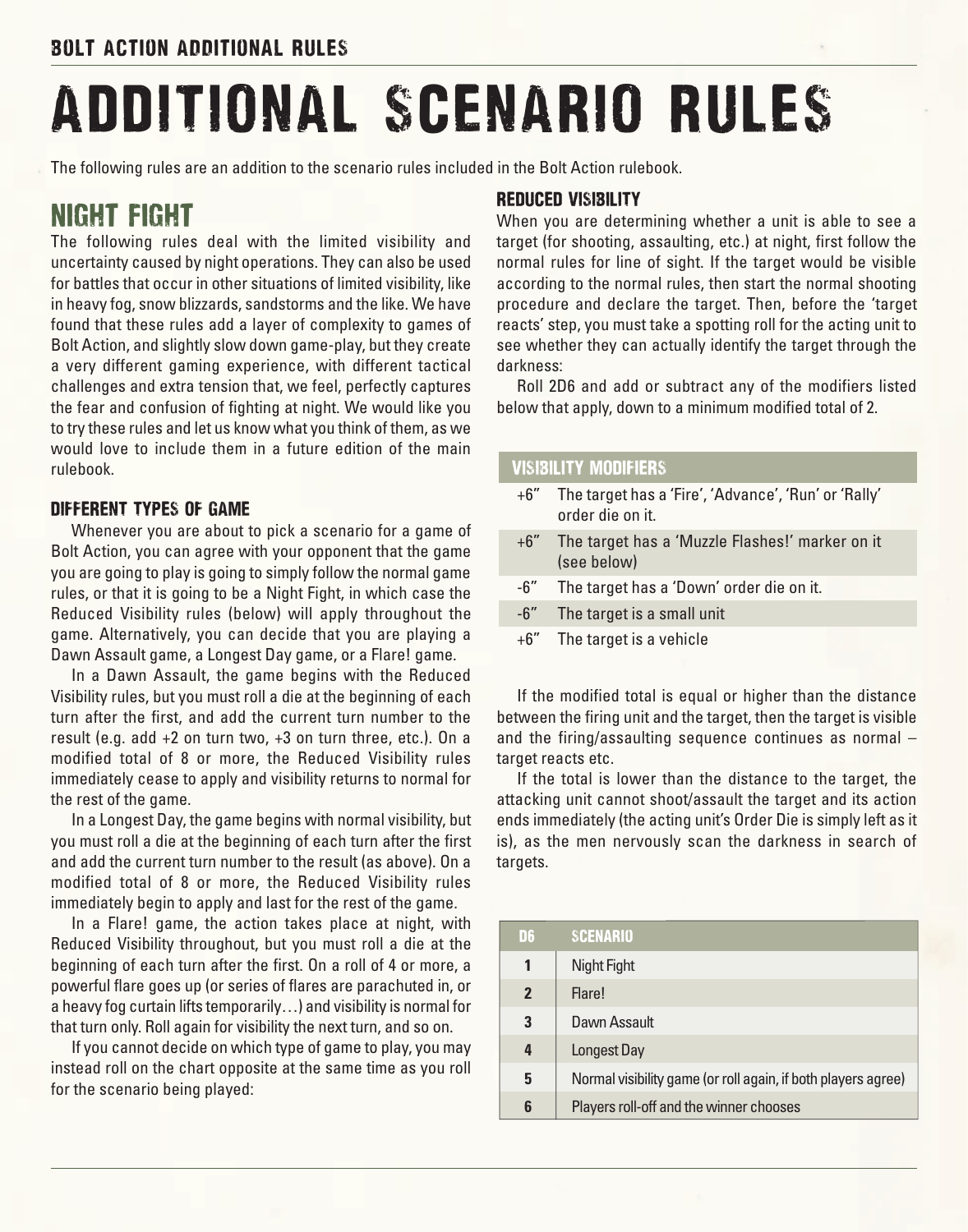# ADDITIONAL SCENARIO RULES

The following rules are an addition to the scenario rules included in the Bolt Action rulebook.

## NIGHT FIGHT

The following rules deal with the limited visibility and uncertainty caused by night operations. They can also be used for battles that occur in other situations of limited visibility, like in heavy fog, snow blizzards, sandstorms and the like. We have found that these rules add a layer of complexity to games of Bolt Action, and slightly slow down game-play, but they create a very different gaming experience, with different tactical challenges and extra tension that, we feel, perfectly captures the fear and confusion of fighting at night. We would like you to try these rules and let us know what you think of them, as we would love to include them in a future edition of the main rulebook.

### DIFFERENT TYPES OF GAME

Whenever you are about to pick a scenario for a game of Bolt Action, you can agree with your opponent that the game you are going to play is going to simply follow the normal game rules, or that it is going to be a Night Fight, in which case the Reduced Visibility rules (below) will apply throughout the game. Alternatively, you can decide that you are playing a Dawn Assault game, a Longest Day game, or a Flare! game.

In a Dawn Assault, the game begins with the Reduced Visibility rules, but you must roll a die at the beginning of each turn after the first, and add the current turn number to the result (e.g. add +2 on turn two, +3 on turn three, etc.). On a modified total of 8 or more, the Reduced Visibility rules immediately cease to apply and visibility returns to normal for the rest of the game.

In a Longest Day, the game begins with normal visibility, but you must roll a die at the beginning of each turn after the first and add the current turn number to the result (as above). On a modified total of 8 or more, the Reduced Visibility rules immediately begin to apply and last for the rest of the game.

In a Flare! game, the action takes place at night, with Reduced Visibility throughout, but you must roll a die at the beginning of each turn after the first. On a roll of 4 or more, a powerful flare goes up (or series of flares are parachuted in, or a heavy fog curtain lifts temporarily…) and visibility is normal for that turn only. Roll again for visibility the next turn, and so on.

If you cannot decide on which type of game to play, you may instead roll on the chart opposite at the same time as you roll for the scenario being played:

### REDUCED VISIBILITY

When you are determining whether a unit is able to see a target (for shooting, assaulting, etc.) at night, first follow the normal rules for line of sight. If the target would be visible according to the normal rules, then start the normal shooting procedure and declare the target. Then, before the 'target reacts' step, you must take a spotting roll for the acting unit to see whether they can actually identify the target through the darkness:

Roll 2D6 and add or subtract any of the modifiers listed below that apply, down to a minimum modified total of 2.

| VISIBILITY MODIFIERS | |
|---|---|
| +6" | The target has a 'Fire', 'Advance', 'Run' or 'Rally' order die on it. |
| +6" | The target has a 'Muzzle Flashes!' marker on it (see below) |
| -6" | The target has a 'Down' order die on it. |
| -6" | The target is a small unit |
| +6" | The target is a vehicle |

If the modified total is equal or higher than the distance between the firing unit and the target, then the target is visible and the firing/assaulting sequence continues as normal – target reacts etc.

If the total is lower than the distance to the target, the attacking unit cannot shoot/assault the target and its action ends immediately (the acting unit's Order Die is simply left as it is), as the men nervously scan the darkness in search of targets.

| D6 | SCENARIO |
|---|---|
| 1 | Night Fight |
| 2 | Flare! |
| 3 | Dawn Assault |
| 4 | Longest Day |
| 5 | Normal visibility game (or roll again, if both players agree) |
| 6 | Players roll-off and the winner chooses |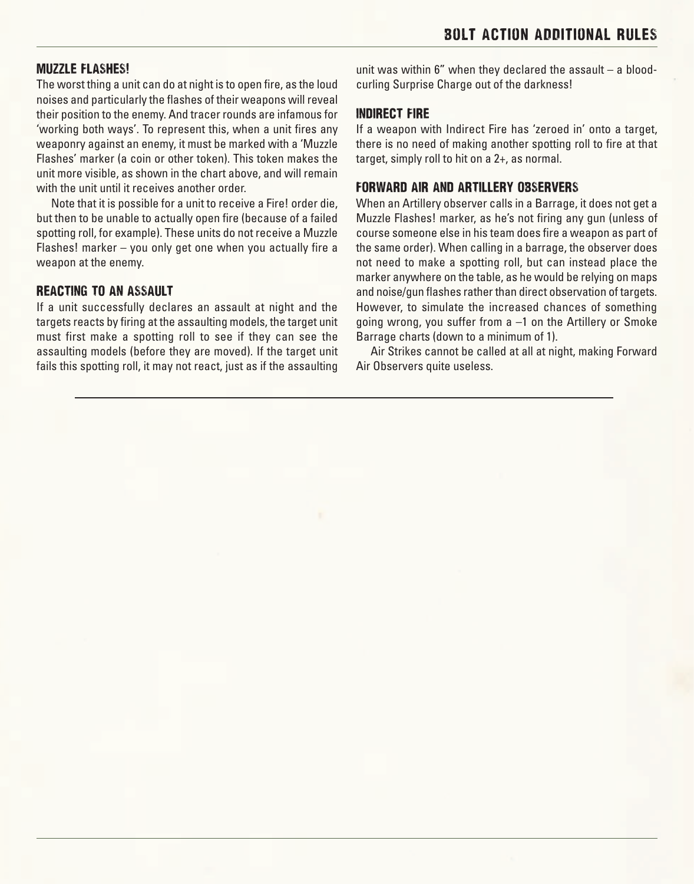### MUZZLE FLASHES!

The worst thing a unit can do at night is to open fire, as the loud noises and particularly the flashes of their weapons will reveal their position to the enemy. And tracer rounds are infamous for 'working both ways'. To represent this, when a unit fires any weaponry against an enemy, it must be marked with a 'Muzzle Flashes' marker (a coin or other token). This token makes the unit more visible, as shown in the chart above, and will remain with the unit until it receives another order.

Note that it is possible for a unit to receive a Fire! order die, but then to be unable to actually open fire (because of a failed spotting roll, for example). These units do not receive a Muzzle Flashes! marker – you only get one when you actually fire a weapon at the enemy.

### REACTING TO AN ASSAULT

If a unit successfully declares an assault at night and the targets reacts by firing at the assaulting models, the target unit must first make a spotting roll to see if they can see the assaulting models (before they are moved). If the target unit fails this spotting roll, it may not react, just as if the assaulting unit was within 6" when they declared the assault – a blood-curling Surprise Charge out of the darkness!

### INDIRECT FIRE

If a weapon with Indirect Fire has 'zeroed in' onto a target, there is no need of making another spotting roll to fire at that target, simply roll to hit on a 2+, as normal.

### FORWARD AIR AND ARTILLERY OBSERVERS

When an Artillery observer calls in a Barrage, it does not get a Muzzle Flashes! marker, as he's not firing any gun (unless of course someone else in his team does fire a weapon as part of the same order). When calling in a barrage, the observer does not need to make a spotting roll, but can instead place the marker anywhere on the table, as he would be relying on maps and noise/gun flashes rather than direct observation of targets. However, to simulate the increased chances of something going wrong, you suffer from a –1 on the Artillery or Smoke Barrage charts (down to a minimum of 1).

Air Strikes cannot be called at all at night, making Forward Air Observers quite useless.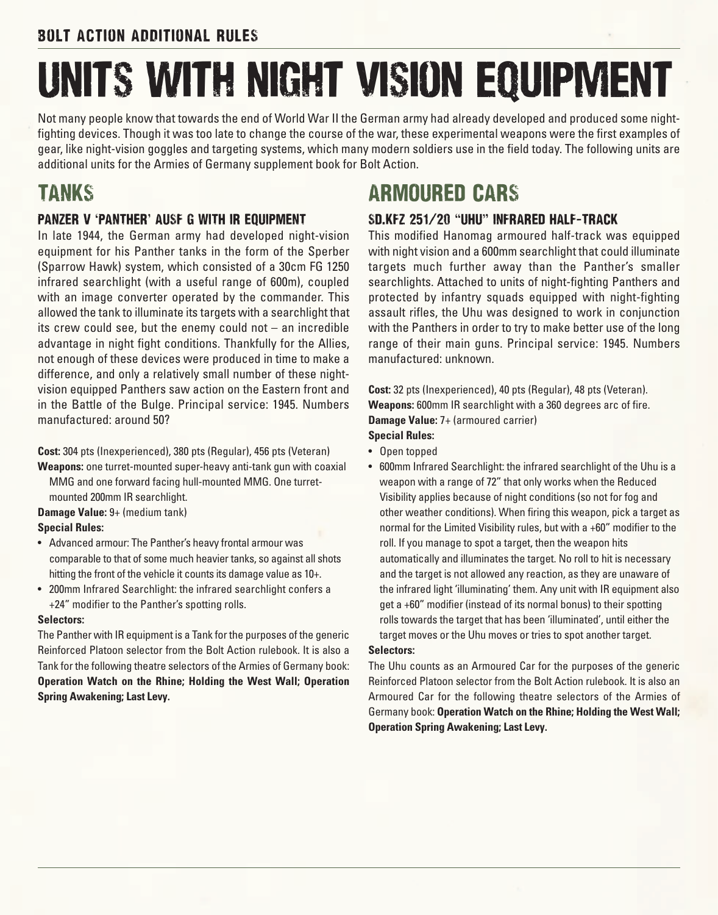# UNITS WITH NIGHT VISION EQUIPMENT

Not many people know that towards the end of World War II the German army had already developed and produced some night-fighting devices. Though it was too late to change the course of the war, these experimental weapons were the first examples of gear, like night-vision goggles and targeting systems, which many modern soldiers use in the field today. The following units are additional units for the Armies of Germany supplement book for Bolt Action.

## TANKS

### PANZER V 'PANTHER' AUSF G WITH IR EQUIPMENT

In late 1944, the German army had developed night-vision equipment for his Panther tanks in the form of the Sperber (Sparrow Hawk) system, which consisted of a 30cm FG 1250 infrared searchlight (with a useful range of 600m), coupled with an image converter operated by the commander. This allowed the tank to illuminate its targets with a searchlight that its crew could see, but the enemy could not – an incredible advantage in night fight conditions. Thankfully for the Allies, not enough of these devices were produced in time to make a difference, and only a relatively small number of these night-vision equipped Panthers saw action on the Eastern front and in the Battle of the Bulge. Principal service: 1945. Numbers manufactured: around 50?

**Cost:** 304 pts (Inexperienced), 380 pts (Regular), 456 pts (Veteran)

**Weapons:** one turret-mounted super-heavy anti-tank gun with coaxial MMG and one forward facing hull-mounted MMG. One turret-mounted 200mm IR searchlight.

**Damage Value:** 9+ (medium tank)

**Special Rules:**

- Advanced armour: The Panther's heavy frontal armour was comparable to that of some much heavier tanks, so against all shots hitting the front of the vehicle it counts its damage value as 10+.
- 200mm Infrared Searchlight: the infrared searchlight confers a +24" modifier to the Panther's spotting rolls.

**Selectors:**

The Panther with IR equipment is a Tank for the purposes of the generic Reinforced Platoon selector from the Bolt Action rulebook. It is also a Tank for the following theatre selectors of the Armies of Germany book: **Operation Watch on the Rhine; Holding the West Wall; Operation Spring Awakening; Last Levy.**

## ARMOURED CARS

### SD.KFZ 251/20 "UHU" INFRARED HALF-TRACK

This modified Hanomag armoured half-track was equipped with night vision and a 600mm searchlight that could illuminate targets much further away than the Panther's smaller searchlights. Attached to units of night-fighting Panthers and protected by infantry squads equipped with night-fighting assault rifles, the Uhu was designed to work in conjunction with the Panthers in order to try to make better use of the long range of their main guns. Principal service: 1945. Numbers manufactured: unknown.

**Cost:** 32 pts (Inexperienced), 40 pts (Regular), 48 pts (Veteran).

**Weapons:** 600mm IR searchlight with a 360 degrees arc of fire.

**Damage Value:** 7+ (armoured carrier)

**Special Rules:**

- Open topped
- 600mm Infrared Searchlight: the infrared searchlight of the Uhu is a weapon with a range of 72" that only works when the Reduced Visibility applies because of night conditions (so not for fog and other weather conditions). When firing this weapon, pick a target as normal for the Limited Visibility rules, but with a +60" modifier to the roll. If you manage to spot a target, then the weapon hits automatically and illuminates the target. No roll to hit is necessary and the target is not allowed any reaction, as they are unaware of the infrared light 'illuminating' them. Any unit with IR equipment also get a +60" modifier (instead of its normal bonus) to their spotting rolls towards the target that has been 'illuminated', until either the target moves or the Uhu moves or tries to spot another target.

**Selectors:**

The Uhu counts as an Armoured Car for the purposes of the generic Reinforced Platoon selector from the Bolt Action rulebook. It is also an Armoured Car for the following theatre selectors of the Armies of Germany book: **Operation Watch on the Rhine; Holding the West Wall; Operation Spring Awakening; Last Levy.**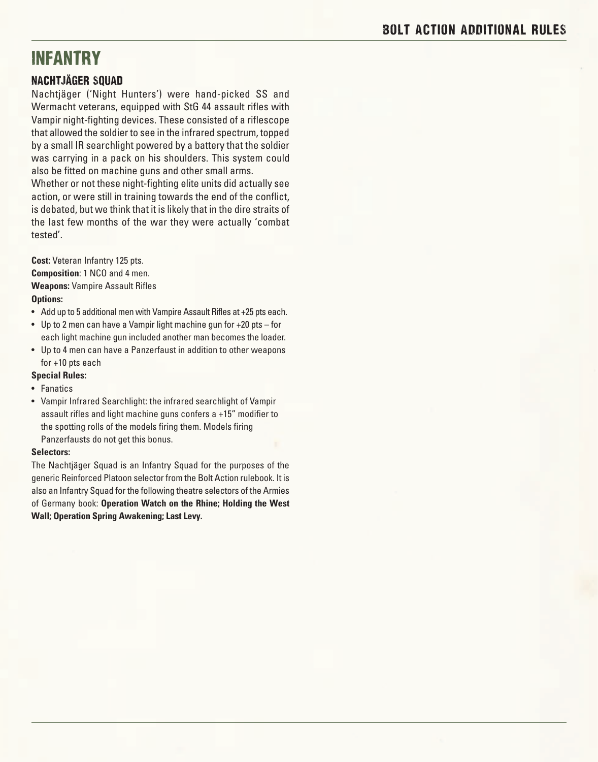# INFANTRY

## NACHTJÄGER SQUAD

Nachtjäger ('Night Hunters') were hand-picked SS and Wermacht veterans, equipped with StG 44 assault rifles with Vampir night-fighting devices. These consisted of a riflescope that allowed the soldier to see in the infrared spectrum, topped by a small IR searchlight powered by a battery that the soldier was carrying in a pack on his shoulders. This system could also be fitted on machine guns and other small arms.

Whether or not these night-fighting elite units did actually see action, or were still in training towards the end of the conflict, is debated, but we think that it is likely that in the dire straits of the last few months of the war they were actually 'combat tested'.

**Cost:** Veteran Infantry 125 pts.

**Composition**: 1 NCO and 4 men.

**Weapons:** Vampire Assault Rifles

**Options:**

- Add up to 5 additional men with Vampire Assault Rifles at +25 pts each.
- Up to 2 men can have a Vampir light machine gun for +20 pts – for each light machine gun included another man becomes the loader.
- Up to 4 men can have a Panzerfaust in addition to other weapons for +10 pts each

**Special Rules:**

- Fanatics
- Vampir Infrared Searchlight: the infrared searchlight of Vampir assault rifles and light machine guns confers a +15" modifier to the spotting rolls of the models firing them. Models firing Panzerfausts do not get this bonus.

**Selectors:**

The Nachtjäger Squad is an Infantry Squad for the purposes of the generic Reinforced Platoon selector from the Bolt Action rulebook. It is also an Infantry Squad for the following theatre selectors of the Armies of Germany book: **Operation Watch on the Rhine; Holding the West Wall; Operation Spring Awakening; Last Levy.**